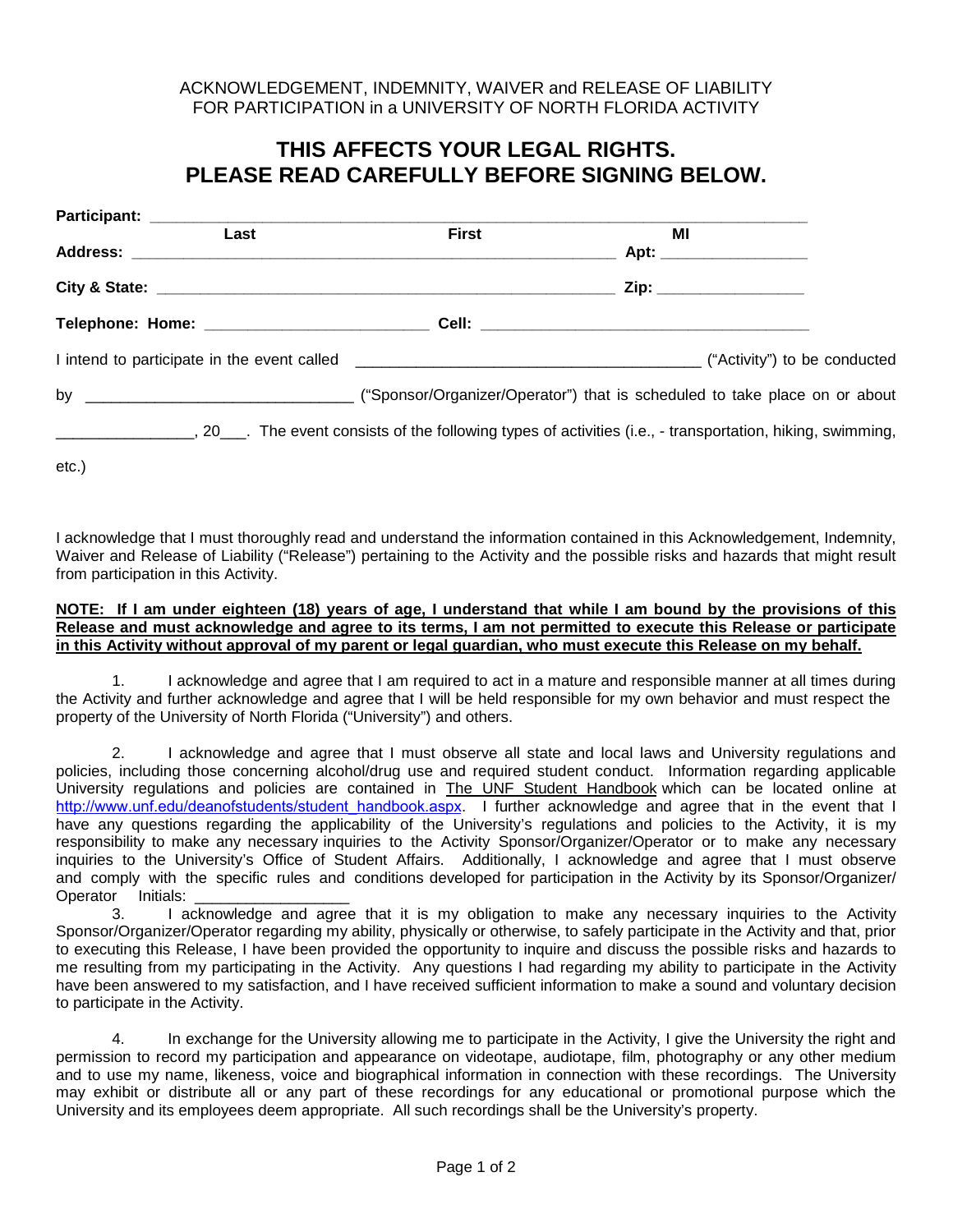ACKNOWLEDGEMENT, INDEMNITY, WAIVER and RELEASE OF LIABILITY
FOR PARTICIPATION in a UNIVERSITY OF NORTH FLORIDA ACTIVITY

# THIS AFFECTS YOUR LEGAL RIGHTS.
# PLEASE READ CAREFULLY BEFORE SIGNING BELOW.

**Participant:** ____________________________________________________________________________
 **Last** **First** **MI**

**Address:** ________________________________________________________ **Apt:** ________________

**City & State:** ____________________________________________________ **Zip:** ________________

**Telephone: Home:** ________________________ **Cell:** ____________________________________

I intend to participate in the event called ______________________________________ ("Activity") to be conducted by _____________________________ ("Sponsor/Organizer/Operator") that is scheduled to take place on or about _______________, 20___. The event consists of the following types of activities (i.e., - transportation, hiking, swimming, etc.)

I acknowledge that I must thoroughly read and understand the information contained in this Acknowledgement, Indemnity, Waiver and Release of Liability ("Release") pertaining to the Activity and the possible risks and hazards that might result from participation in this Activity.

**NOTE: If I am under eighteen (18) years of age, I understand that while I am bound by the provisions of this Release and must acknowledge and agree to its terms, I am not permitted to execute this Release or participate in this Activity without approval of my parent or legal guardian, who must execute this Release on my behalf.**

1. I acknowledge and agree that I am required to act in a mature and responsible manner at all times during the Activity and further acknowledge and agree that I will be held responsible for my own behavior and must respect the property of the University of North Florida ("University") and others.

2. I acknowledge and agree that I must observe all state and local laws and University regulations and policies, including those concerning alcohol/drug use and required student conduct. Information regarding applicable University regulations and policies are contained in The UNF Student Handbook which can be located online at http://www.unf.edu/deanofstudents/student_handbook.aspx. I further acknowledge and agree that in the event that I have any questions regarding the applicability of the University's regulations and policies to the Activity, it is my responsibility to make any necessary inquiries to the Activity Sponsor/Organizer/Operator or to make any necessary inquiries to the University's Office of Student Affairs. Additionally, I acknowledge and agree that I must observe and comply with the specific rules and conditions developed for participation in the Activity by its Sponsor/Organizer/Operator Initials: _________________

3. I acknowledge and agree that it is my obligation to make any necessary inquiries to the Activity Sponsor/Organizer/Operator regarding my ability, physically or otherwise, to safely participate in the Activity and that, prior to executing this Release, I have been provided the opportunity to inquire and discuss the possible risks and hazards to me resulting from my participating in the Activity. Any questions I had regarding my ability to participate in the Activity have been answered to my satisfaction, and I have received sufficient information to make a sound and voluntary decision to participate in the Activity.

4. In exchange for the University allowing me to participate in the Activity, I give the University the right and permission to record my participation and appearance on videotape, audiotape, film, photography or any other medium and to use my name, likeness, voice and biographical information in connection with these recordings. The University may exhibit or distribute all or any part of these recordings for any educational or promotional purpose which the University and its employees deem appropriate. All such recordings shall be the University's property.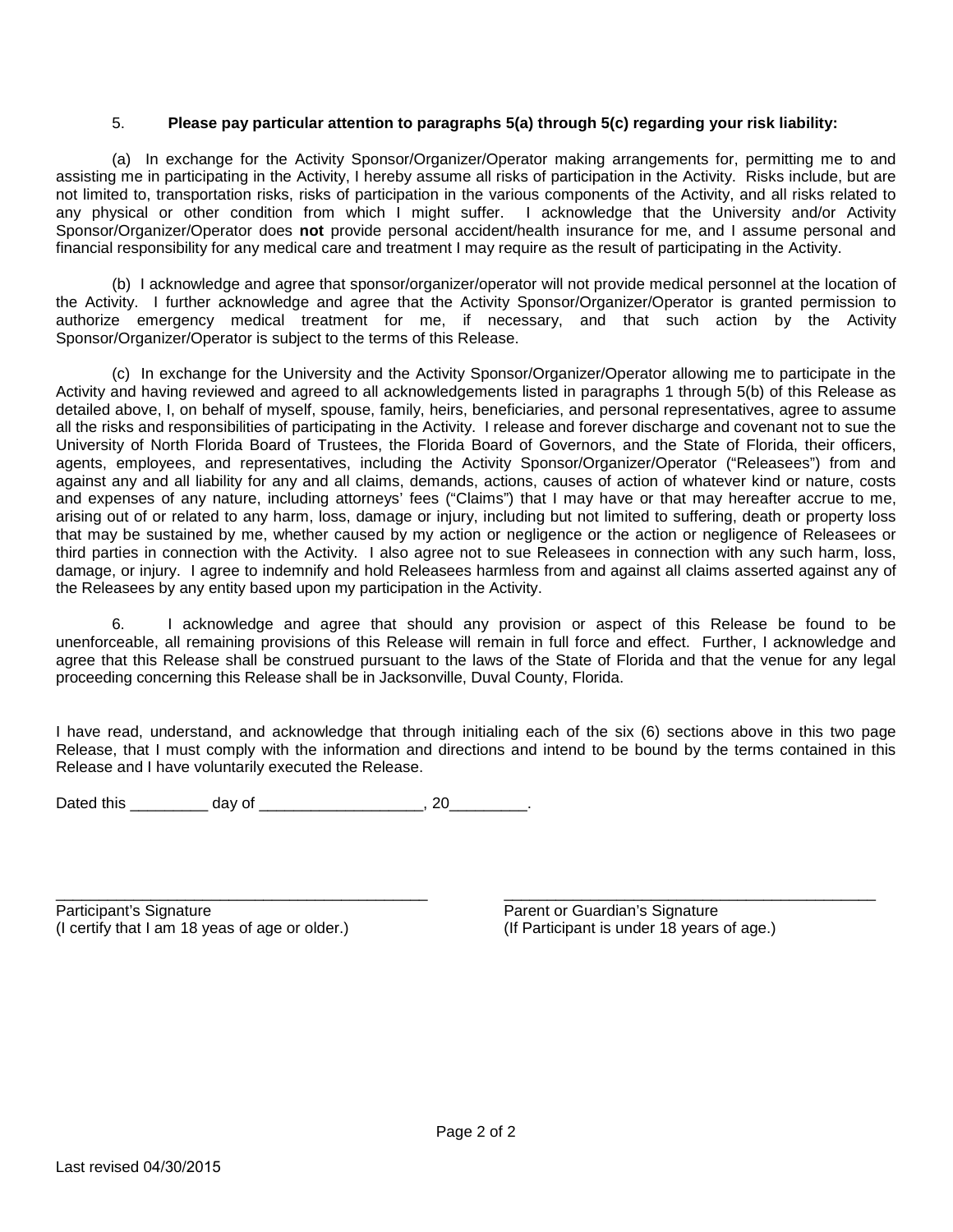5. **Please pay particular attention to paragraphs 5(a) through 5(c) regarding your risk liability:**

(a) In exchange for the Activity Sponsor/Organizer/Operator making arrangements for, permitting me to and assisting me in participating in the Activity, I hereby assume all risks of participation in the Activity. Risks include, but are not limited to, transportation risks, risks of participation in the various components of the Activity, and all risks related to any physical or other condition from which I might suffer. I acknowledge that the University and/or Activity Sponsor/Organizer/Operator does **not** provide personal accident/health insurance for me, and I assume personal and financial responsibility for any medical care and treatment I may require as the result of participating in the Activity.

(b) I acknowledge and agree that sponsor/organizer/operator will not provide medical personnel at the location of the Activity. I further acknowledge and agree that the Activity Sponsor/Organizer/Operator is granted permission to authorize emergency medical treatment for me, if necessary, and that such action by the Activity Sponsor/Organizer/Operator is subject to the terms of this Release.

(c) In exchange for the University and the Activity Sponsor/Organizer/Operator allowing me to participate in the Activity and having reviewed and agreed to all acknowledgements listed in paragraphs 1 through 5(b) of this Release as detailed above, I, on behalf of myself, spouse, family, heirs, beneficiaries, and personal representatives, agree to assume all the risks and responsibilities of participating in the Activity. I release and forever discharge and covenant not to sue the University of North Florida Board of Trustees, the Florida Board of Governors, and the State of Florida, their officers, agents, employees, and representatives, including the Activity Sponsor/Organizer/Operator ("Releasees") from and against any and all liability for any and all claims, demands, actions, causes of action of whatever kind or nature, costs and expenses of any nature, including attorneys' fees ("Claims") that I may have or that may hereafter accrue to me, arising out of or related to any harm, loss, damage or injury, including but not limited to suffering, death or property loss that may be sustained by me, whether caused by my action or negligence or the action or negligence of Releasees or third parties in connection with the Activity. I also agree not to sue Releasees in connection with any such harm, loss, damage, or injury. I agree to indemnify and hold Releasees harmless from and against all claims asserted against any of the Releasees by any entity based upon my participation in the Activity.

6. I acknowledge and agree that should any provision or aspect of this Release be found to be unenforceable, all remaining provisions of this Release will remain in full force and effect. Further, I acknowledge and agree that this Release shall be construed pursuant to the laws of the State of Florida and that the venue for any legal proceeding concerning this Release shall be in Jacksonville, Duval County, Florida.

I have read, understand, and acknowledge that through initialing each of the six (6) sections above in this two page Release, that I must comply with the information and directions and intend to be bound by the terms contained in this Release and I have voluntarily executed the Release.

Dated this _________ day of ___________________, 20_________.

_____________________________________________
Participant's Signature
(I certify that I am 18 yeas of age or older.)

_____________________________________________
Parent or Guardian's Signature
(If Participant is under 18 years of age.)

Last revised 04/30/2015